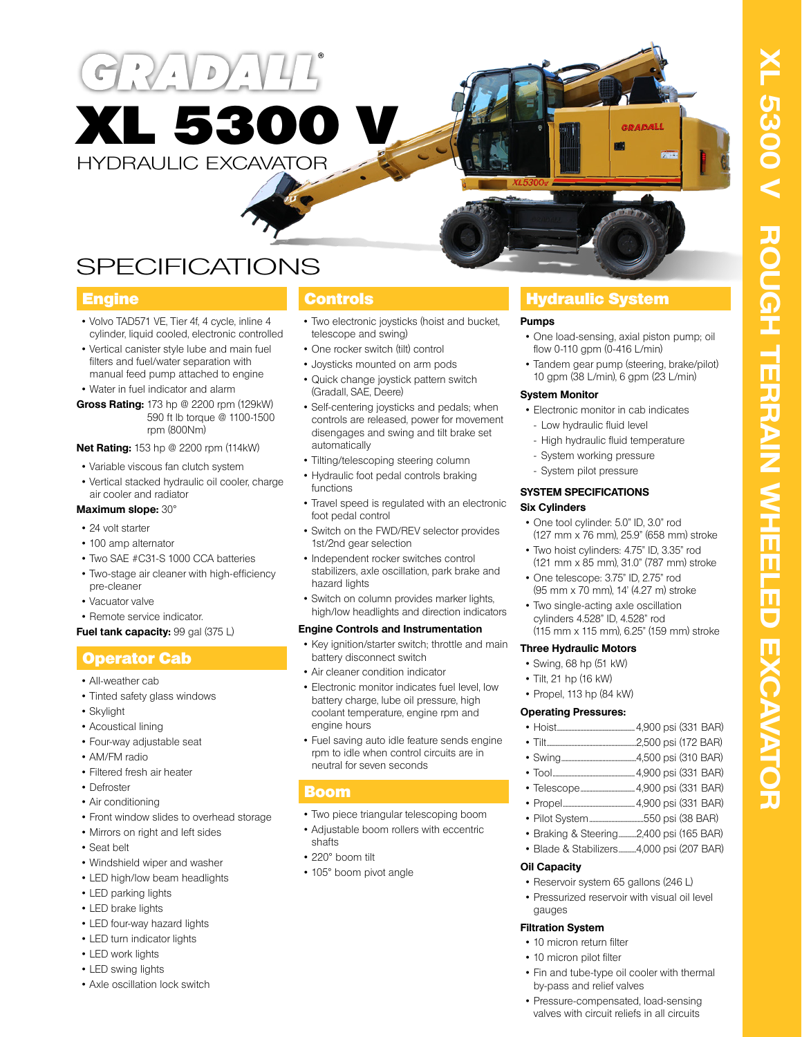# GRADALL®

# XL 5300 V

HYDRAULIC EXCAVATOR

XL 5300 V ROUGH TERRAIN WHEELED EXCAVATOR

## SPECIFICATIONS

### Engine

- Volvo TAD571 VE, Tier 4f, 4 cycle, inline 4 cylinder, liquid cooled, electronic controlled
- Vertical canister style lube and main fuel filters and fuel/water separation with manual feed pump attached to engine
- Water in fuel indicator and alarm

**Gross Rating:** 173 hp @ 2200 rpm (129kW)
590 ft lb torque @ 1100-1500 rpm (800Nm)

**Net Rating:** 153 hp @ 2200 rpm (114kW)

- Variable viscous fan clutch system
- Vertical stacked hydraulic oil cooler, charge air cooler and radiator

**Maximum slope:** 30°

- 24 volt starter
- 100 amp alternator
- Two SAE #C31-S 1000 CCA batteries
- Two-stage air cleaner with high-efficiency pre-cleaner
- Vacuator valve
- Remote service indicator.

**Fuel tank capacity:** 99 gal (375 L)

### Operator Cab

- All-weather cab
- Tinted safety glass windows
- Skylight
- Acoustical lining
- Four-way adjustable seat
- AM/FM radio
- Filtered fresh air heater
- Defroster
- Air conditioning
- Front window slides to overhead storage
- Mirrors on right and left sides
- Seat belt
- Windshield wiper and washer
- LED high/low beam headlights
- LED parking lights
- LED brake lights
- LED four-way hazard lights
- LED turn indicator lights
- LED work lights
- LED swing lights
- Axle oscillation lock switch

### Controls

- Two electronic joysticks (hoist and bucket, telescope and swing)
- One rocker switch (tilt) control
- Joysticks mounted on arm pods
- Quick change joystick pattern switch (Gradall, SAE, Deere)
- Self-centering joysticks and pedals; when controls are released, power for movement disengages and swing and tilt brake set automatically
- Tilting/telescoping steering column
- Hydraulic foot pedal controls braking functions
- Travel speed is regulated with an electronic foot pedal control
- Switch on the FWD/REV selector provides 1st/2nd gear selection
- Independent rocker switches control stabilizers, axle oscillation, park brake and hazard lights
- Switch on column provides marker lights, high/low headlights and direction indicators

**Engine Controls and Instrumentation**

- Key ignition/starter switch; throttle and main battery disconnect switch
- Air cleaner condition indicator
- Electronic monitor indicates fuel level, low battery charge, lube oil pressure, high coolant temperature, engine rpm and engine hours
- Fuel saving auto idle feature sends engine rpm to idle when control circuits are in neutral for seven seconds

### Boom

- Two piece triangular telescoping boom
- Adjustable boom rollers with eccentric shafts
- 220° boom tilt
- 105° boom pivot angle

### Hydraulic System

**Pumps**

- One load-sensing, axial piston pump; oil flow 0-110 gpm (0-416 L/min)
- Tandem gear pump (steering, brake/pilot) 10 gpm (38 L/min), 6 gpm (23 L/min)

**System Monitor**

- Electronic monitor in cab indicates
  - Low hydraulic fluid level
  - High hydraulic fluid temperature
  - System working pressure
  - System pilot pressure

**SYSTEM SPECIFICATIONS**

**Six Cylinders**

- One tool cylinder: 5.0" ID, 3.0" rod (127 mm x 76 mm), 25.9" (658 mm) stroke
- Two hoist cylinders: 4.75" ID, 3.35" rod (121 mm x 85 mm), 31.0" (787 mm) stroke
- One telescope: 3.75" ID, 2.75" rod (95 mm x 70 mm), 14' (4.27 m) stroke
- Two single-acting axle oscillation cylinders 4.528" ID, 4.528" rod (115 mm x 115 mm), 6.25" (159 mm) stroke

**Three Hydraulic Motors**

- Swing, 68 hp (51 kW)
- Tilt, 21 hp (16 kW)
- Propel, 113 hp (84 kW)

**Operating Pressures:**

- Hoist....................4,900 psi (331 BAR)
- Tilt....................2,500 psi (172 BAR)
- Swing....................4,500 psi (310 BAR)
- Tool....................4,900 psi (331 BAR)
- Telescope....................4,900 psi (331 BAR)
- Propel....................4,900 psi (331 BAR)
- Pilot System....................550 psi (38 BAR)
- Braking & Steering..........2,400 psi (165 BAR)
- Blade & Stabilizers..........4,000 psi (207 BAR)

**Oil Capacity**

- Reservoir system 65 gallons (246 L)
- Pressurized reservoir with visual oil level gauges

**Filtration System**

- 10 micron return filter
- 10 micron pilot filter
- Fin and tube-type oil cooler with thermal by-pass and relief valves
- Pressure-compensated, load-sensing valves with circuit reliefs in all circuits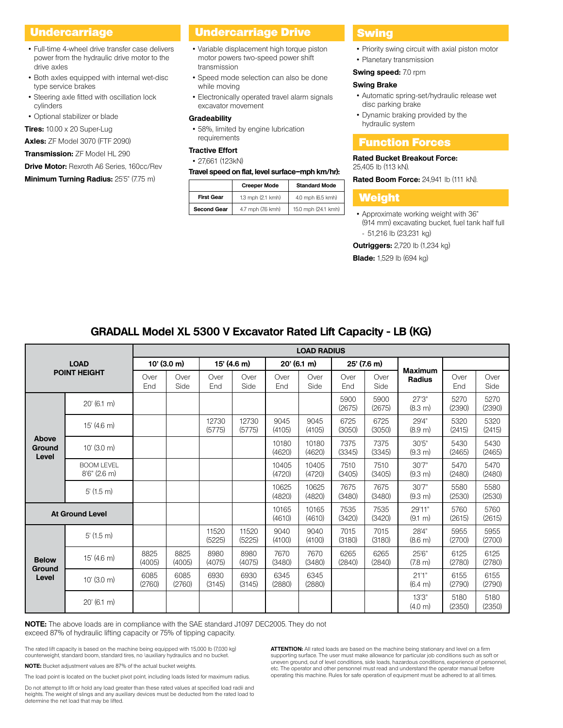## Undercarriage

- Full-time 4-wheel drive transfer case delivers power from the hydraulic drive motor to the drive axles
- Both axles equipped with internal wet-disc type service brakes
- Steering axle fitted with oscillation lock cylinders
- Optional stabilizer or blade

**Tires:** 10.00 x 20 Super-Lug

**Axles:** ZF Model 3070 (FTF 2090)

**Transmission:** ZF Model HL 290

**Drive Motor:** Rexroth A6 Series, 160cc/Rev

**Minimum Turning Radius:** 25'5" (7.75 m)

## Undercarriage Drive

- Variable displacement high torque piston motor powers two-speed power shift transmission
- Speed mode selection can also be done while moving
- Electronically operated travel alarm signals excavator movement

**Gradeability**

- 58%, limited by engine lubrication requirements

**Tractive Effort**

- 27,661 (123kN)

**Travel speed on flat, level surface–mph km/hr):**

| | Creeper Mode | Standard Mode |
|---|---|---|
| First Gear | 1.3 mph (2.1 kmh) | 4.0 mph (6.5 kmh) |
| Second Gear | 4.7 mph (7.6 kmh) | 15.0 mph (24.1 kmh) |

## Swing

- Priority swing circuit with axial piston motor
- Planetary transmission

**Swing speed:** 7.0 rpm

**Swing Brake**

- Automatic spring-set/hydraulic release wet disc parking brake
- Dynamic braking provided by the hydraulic system

## Function Forces

**Rated Bucket Breakout Force:**
25,405 lb (113 kN).

**Rated Boom Force:** 24,941 lb (111 kN).

## Weight

- Approximate working weight with 36" (914 mm) excavating bucket, fuel tank half full
  - 51,216 lb (23,231 kg)

**Outriggers:** 2,720 lb (1,234 kg)

**Blade:** 1,529 lb (694 kg)

## GRADALL Model XL 5300 V Excavator Rated Lift Capacity - LB (KG)

| LOAD POINT HEIGHT | | LOAD RADIUS | | | | | | | | | | |
|---|---|---|---|---|---|---|---|---|---|---|---|---|
| | | 10' (3.0 m) | | 15' (4.6 m) | | 20' (6.1 m) | | 25' (7.6 m) | | Maximum Radius | | |
| | | Over End | Over Side | Over End | Over Side | Over End | Over Side | Over End | Over Side | | Over End | Over Side |
| Above Ground Level | 20' (6.1 m) | | | | | | | 5900 (2675) | 5900 (2675) | 27'3" (8.3 m) | 5270 (2390) | 5270 (2390) |
| | 15' (4.6 m) | | | 12730 (5775) | 12730 (5775) | 9045 (4105) | 9045 (4105) | 6725 (3050) | 6725 (3050) | 29'4" (8.9 m) | 5320 (2415) | 5320 (2415) |
| | 10' (3.0 m) | | | | | 10180 (4620) | 10180 (4620) | 7375 (3345) | 7375 (3345) | 30'5" (9.3 m) | 5430 (2465) | 5430 (2465) |
| | BOOM LEVEL 8'6" (2.6 m) | | | | | 10405 (4720) | 10405 (4720) | 7510 (3405) | 7510 (3405) | 30'7" (9.3 m) | 5470 (2480) | 5470 (2480) |
| | 5' (1.5 m) | | | | | 10625 (4820) | 10625 (4820) | 7675 (3480) | 7675 (3480) | 30'7" (9.3 m) | 5580 (2530) | 5580 (2530) |
| At Ground Level | | | | | | 10165 (4610) | 10165 (4610) | 7535 (3420) | 7535 (3420) | 29'11" (9.1 m) | 5760 (2615) | 5760 (2615) |
| Below Ground Level | 5' (1.5 m) | | | 11520 (5225) | 11520 (5225) | 9040 (4100) | 9040 (4100) | 7015 (3180) | 7015 (3180) | 28'4" (8.6 m) | 5955 (2700) | 5955 (2700) |
| | 15' (4.6 m) | 8825 (4005) | 8825 (4005) | 8980 (4075) | 8980 (4075) | 7670 (3480) | 7670 (3480) | 6265 (2840) | 6265 (2840) | 25'6" (7.8 m) | 6125 (2780) | 6125 (2780) |
| | 10' (3.0 m) | 6085 (2760) | 6085 (2760) | 6930 (3145) | 6930 (3145) | 6345 (2880) | 6345 (2880) | | | 21'1" (6.4 m) | 6155 (2790) | 6155 (2790) |
| | 20' (6.1 m) | | | | | | | | | 13'3" (4.0 m) | 5180 (2350) | 5180 (2350) |

**NOTE:** The above loads are in compliance with the SAE standard J1097 DEC2005. They do not exceed 87% of hydraulic lifting capacity or 75% of tipping capacity.

The rated lift capacity is based on the machine being equipped with 15,000 lb (7,030 kg) counterweight, standard boom, standard tires, no \auxiliary hydraulics and no bucket.

**NOTE:** Bucket adjustment values are 87% of the actual bucket weights.

The load point is located on the bucket pivot point, including loads listed for maximum radius.

Do not attempt to lift or hold any load greater than these rated values at specified load radii and heights. The weight of slings and any auxiliary devices must be deducted from the rated load to determine the net load that may be lifted.

**ATTENTION:** All rated loads are based on the machine being stationary and level on a firm supporting surface. The user must make allowance for particular job conditions such as soft or uneven ground, out of level conditions, side loads, hazardous conditions, experience of personnel, etc. The operator and other personnel must read and understand the operator manual before operating this machine. Rules for safe operation of equipment must be adhered to at all times.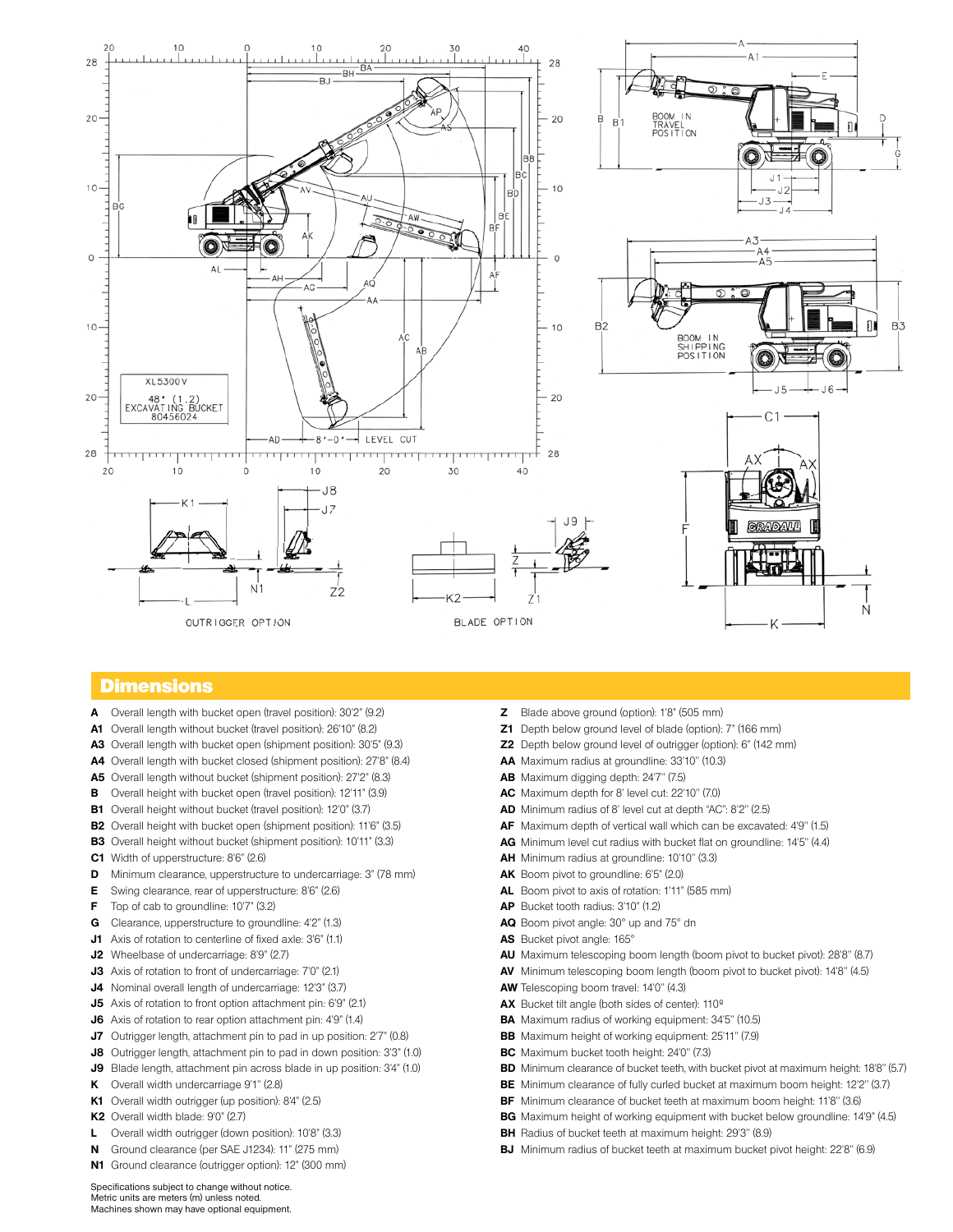## Dimensions

**A** Overall length with bucket open (travel position): 30'2" (9.2)
**A1** Overall length without bucket (travel position): 26'10" (8.2)
**A3** Overall length with bucket open (shipment position): 30'5" (9.3)
**A4** Overall length with bucket closed (shipment position): 27'8" (8.4)
**A5** Overall length without bucket (shipment position): 27'2" (8.3)
**B** Overall height with bucket open (travel position): 12'11" (3.9)
**B1** Overall height without bucket (travel position): 12'0" (3.7)
**B2** Overall height with bucket open (shipment position): 11'6" (3.5)
**B3** Overall height without bucket (shipment position): 10'11" (3.3)
**C1** Width of upperstructure: 8'6" (2.6)
**D** Minimum clearance, upperstructure to undercarriage: 3" (78 mm)
**E** Swing clearance, rear of upperstructure: 8'6" (2.6)
**F** Top of cab to groundline: 10'7" (3.2)
**G** Clearance, upperstructure to groundline: 4'2" (1.3)
**J1** Axis of rotation to centerline of fixed axle: 3'6" (1.1)
**J2** Wheelbase of undercarriage: 8'9" (2.7)
**J3** Axis of rotation to front of undercarriage: 7'0" (2.1)
**J4** Nominal overall length of undercarriage: 12'3" (3.7)
**J5** Axis of rotation to front option attachment pin: 6'9" (2.1)
**J6** Axis of rotation to rear option attachment pin: 4'9" (1.4)
**J7** Outrigger length, attachment pin to pad in up position: 2'7" (0.8)
**J8** Outrigger length, attachment pin to pad in down position: 3'3" (1.0)
**J9** Blade length, attachment pin across blade in up position: 3'4" (1.0)
**K** Overall width undercarriage 9'1" (2.8)
**K1** Overall width outrigger (up position): 8'4" (2.5)
**K2** Overall width blade: 9'0" (2.7)
**L** Overall width outrigger (down position): 10'8" (3.3)
**N** Ground clearance (per SAE J1234): 11" (275 mm)
**N1** Ground clearance (outrigger option): 12" (300 mm)
**Z** Blade above ground (option): 1'8" (505 mm)
**Z1** Depth below ground level of blade (option): 7" (166 mm)
**Z2** Depth below ground level of outrigger (option): 6" (142 mm)
**AA** Maximum radius at groundline: 33'10" (10.3)
**AB** Maximum digging depth: 24'7" (7.5)
**AC** Maximum depth for 8' level cut: 22'10" (7.0)
**AD** Minimum radius of 8' level cut at depth "AC": 8'2" (2.5)
**AF** Maximum depth of vertical wall which can be excavated: 4'9" (1.5)
**AG** Minimum level cut radius with bucket flat on groundline: 14'5" (4.4)
**AH** Minimum radius at groundline: 10'10" (3.3)
**AK** Boom pivot to groundline: 6'5" (2.0)
**AL** Boom pivot to axis of rotation: 1'11" (585 mm)
**AP** Bucket tooth radius: 3'10" (1.2)
**AQ** Boom pivot angle: 30° up and 75° dn
**AS** Bucket pivot angle: 165°
**AU** Maximum telescoping boom length (boom pivot to bucket pivot): 28'8" (8.7)
**AV** Minimum telescoping boom length (boom pivot to bucket pivot): 14'8" (4.5)
**AW** Telescoping boom travel: 14'0" (4.3)
**AX** Bucket tilt angle (both sides of center): 110º
**BA** Maximum radius of working equipment: 34'5" (10.5)
**BB** Maximum height of working equipment: 25'11" (7.9)
**BC** Maximum bucket tooth height: 24'0" (7.3)
**BD** Minimum clearance of bucket teeth, with bucket pivot at maximum height: 18'8" (5.7)
**BE** Minimum clearance of fully curled bucket at maximum boom height: 12'2" (3.7)
**BF** Minimum clearance of bucket teeth at maximum boom height: 11'8" (3.6)
**BG** Maximum height of working equipment with bucket below groundline: 14'9" (4.5)
**BH** Radius of bucket teeth at maximum height: 29'3" (8.9)
**BJ** Minimum radius of bucket teeth at maximum bucket pivot height: 22'8" (6.9)

Specifications subject to change without notice.
Metric units are meters (m) unless noted.
Machines shown may have optional equipment.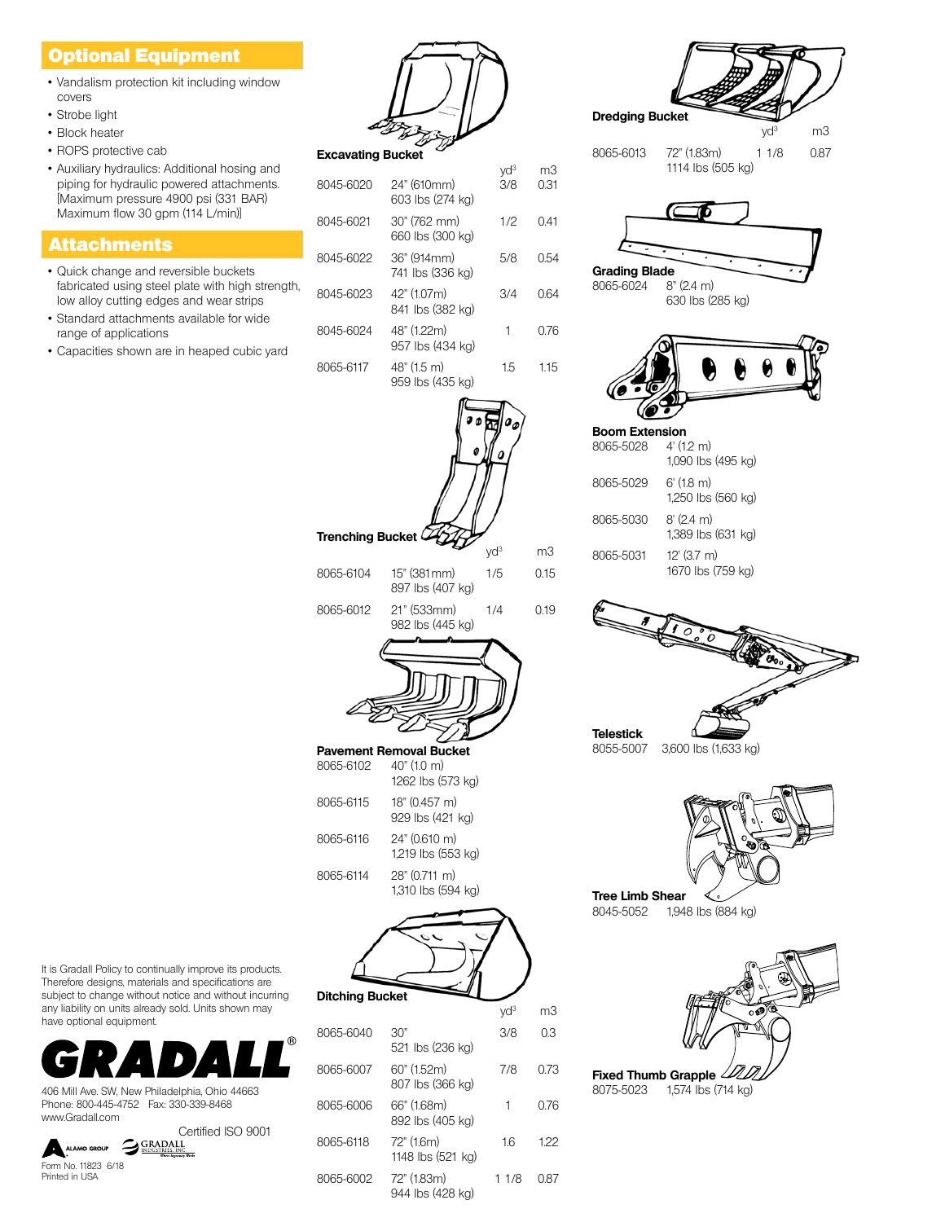## Optional Equipment

- Vandalism protection kit including window covers
- Strobe light
- Block heater
- ROPS protective cab
- Auxiliary hydraulics: Additional hosing and piping for hydraulic powered attachments. [Maximum pressure 4900 psi (331 BAR) Maximum flow 30 gpm (114 L/min)]

## Attachments

- Quick change and reversible buckets fabricated using steel plate with high strength, low alloy cutting edges and wear strips
- Standard attachments available for wide range of applications
- Capacities shown are in heaped cubic yard

### Excavating Bucket

| | | $yd^3$ | m3 |
|---|---|---|---|
| 8045-6020 | 24" (610mm) 603 lbs (274 kg) | 3/8 | 0.31 |
| 8045-6021 | 30" (762 mm) 660 lbs (300 kg) | 1/2 | 0.41 |
| 8045-6022 | 36" (914mm) 741 lbs (336 kg) | 5/8 | 0.54 |
| 8045-6023 | 42" (1.07m) 841 lbs (382 kg) | 3/4 | 0.64 |
| 8045-6024 | 48" (1.22m) 957 lbs (434 kg) | 1 | 0.76 |
| 8065-6117 | 48" (1.5 m) 959 lbs (435 kg) | 1.5 | 1.15 |

### Trenching Bucket

| | | $yd^3$ | m3 |
|---|---|---|---|
| 8065-6104 | 15" (381mm) 897 lbs (407 kg) | 1/5 | 0.15 |
| 8065-6012 | 21" (533mm) 982 lbs (445 kg) | 1/4 | 0.19 |

### Pavement Removal Bucket

| | |
|---|---|
| 8065-6102 | 40" (1.0 m) 1262 lbs (573 kg) |
| 8065-6115 | 18" (0.457 m) 929 lbs (421 kg) |
| 8065-6116 | 24" (0.610 m) 1,219 lbs (553 kg) |
| 8065-6114 | 28" (0.711 m) 1,310 lbs (594 kg) |

### Ditching Bucket

| | | $yd^3$ | m3 |
|---|---|---|---|
| 8065-6040 | 30" 521 lbs (236 kg) | 3/8 | 0.3 |
| 8065-6007 | 60" (1.52m) 807 lbs (366 kg) | 7/8 | 0.73 |
| 8065-6006 | 66" (1.68m) 892 lbs (405 kg) | 1 | 0.76 |
| 8065-6118 | 72" (1.6m) 1148 lbs (521 kg) | 1.6 | 1.22 |
| 8065-6002 | 72" (1.83m) 944 lbs (428 kg) | 1 1/8 | 0.87 |

### Dredging Bucket

| | | $yd^3$ | m3 |
|---|---|---|---|
| 8065-6013 | 72" (1.83m) 1114 lbs (505 kg) | 1 1/8 | 0.87 |

### Grading Blade

8065-6024 8" (2.4 m) 630 lbs (285 kg)

### Boom Extension

| | |
|---|---|
| 8065-5028 | 4' (1.2 m) 1,090 lbs (495 kg) |
| 8065-5029 | 6' (1.8 m) 1,250 lbs (560 kg) |
| 8065-5030 | 8' (2.4 m) 1,389 lbs (631 kg) |
| 8065-5031 | 12' (3.7 m) 1670 lbs (759 kg) |

### Telestick

8055-5007 3,600 lbs (1,633 kg)

### Tree Limb Shear

8045-5052 1,948 lbs (884 kg)

### Fixed Thumb Grapple

8075-5023 1,574 lbs (714 kg)

It is Gradall Policy to continually improve its products. Therefore designs, materials and specifications are subject to change without notice and without incurring any liability on units already sold. Units shown may have optional equipment.

GRADALL®

406 Mill Ave. SW, New Philadelphia, Ohio 44663
Phone: 800-445-4752 Fax: 330-339-8468
www.Gradall.com

Certified ISO 9001

ALAMO GROUP GRADALL INDUSTRIES, INC.

Form No. 11823 6/18
Printed in USA